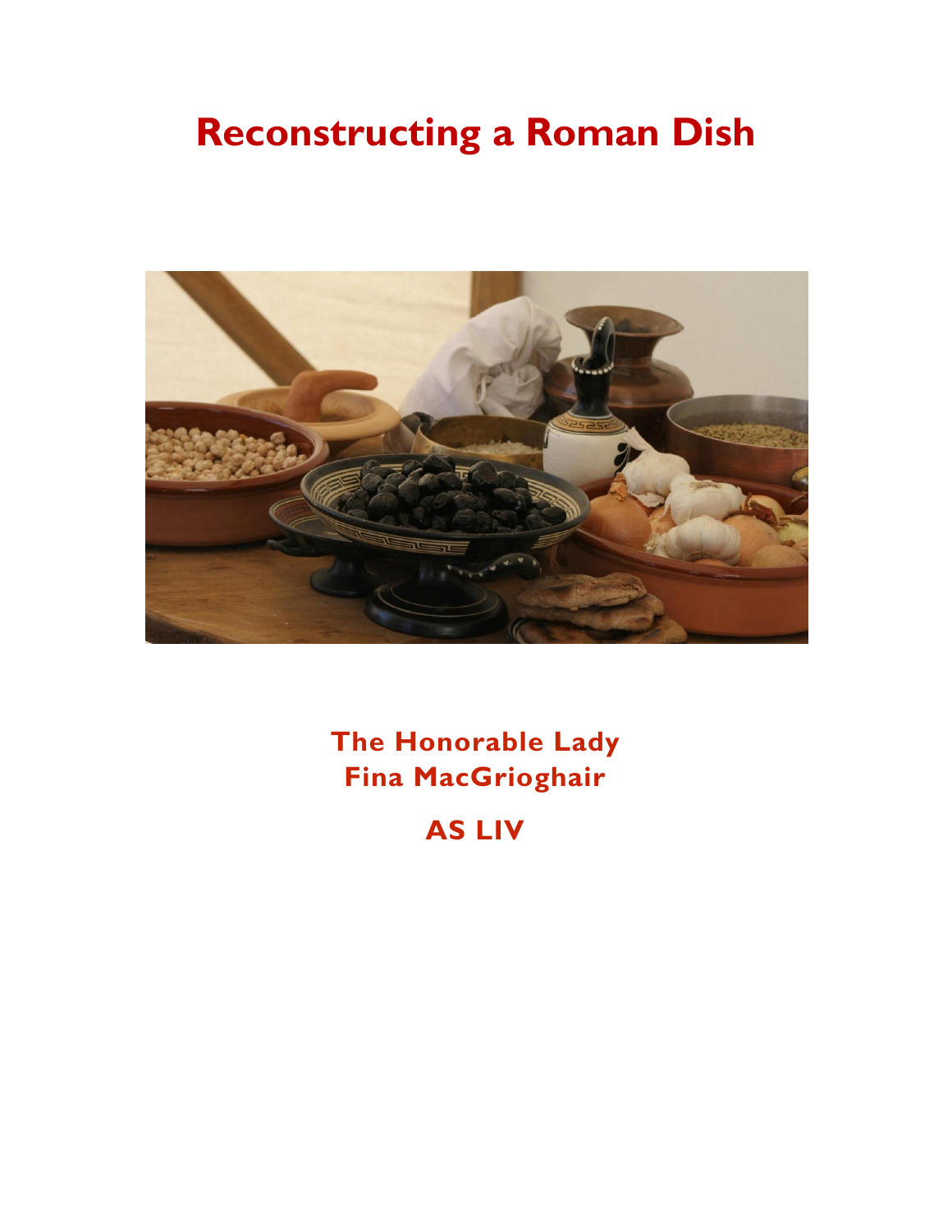# Reconstructing a Roman Dish

**The Honorable Lady**
**Fina MacGrioghair**

**AS LIV**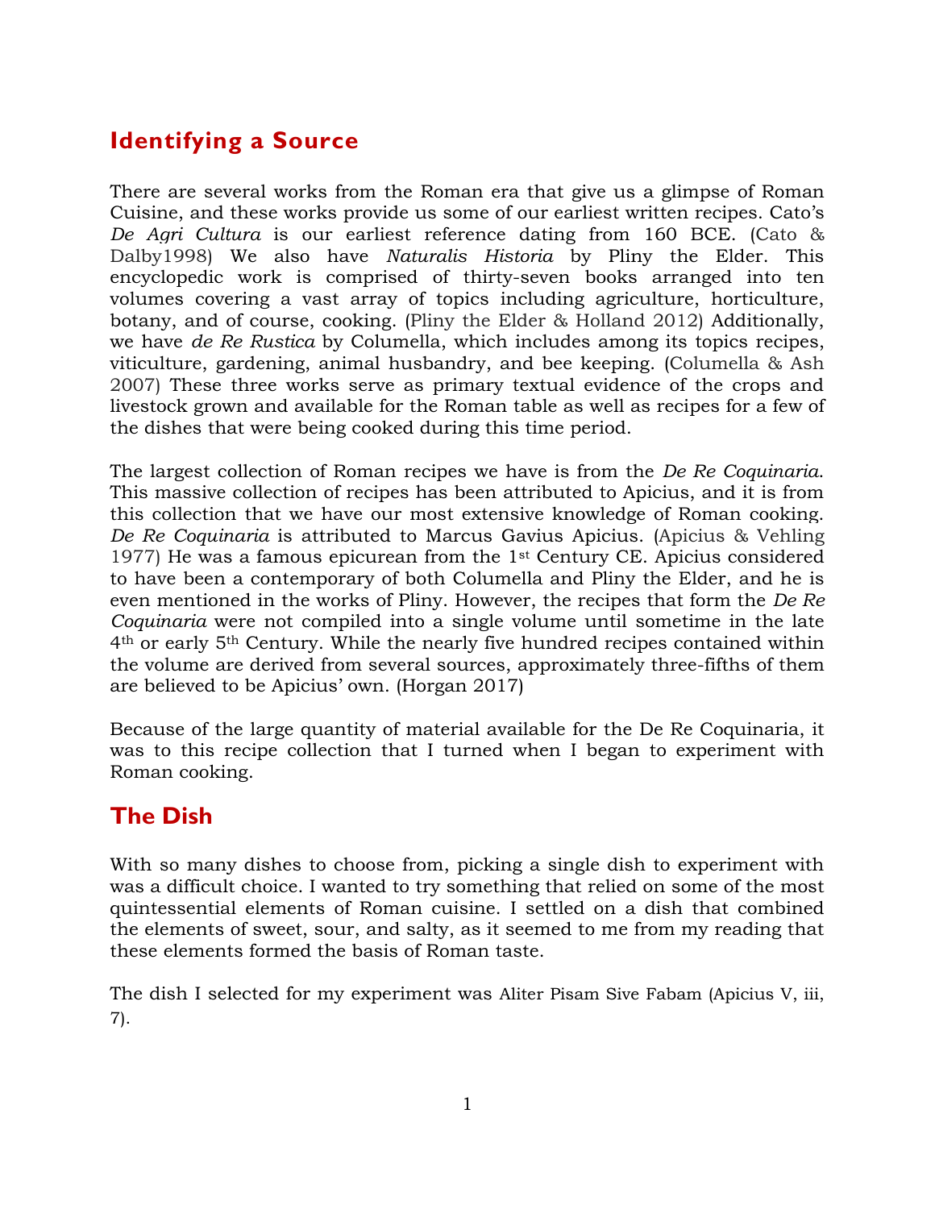## Identifying a Source

There are several works from the Roman era that give us a glimpse of Roman Cuisine, and these works provide us some of our earliest written recipes. Cato's *De Agri Cultura* is our earliest reference dating from 160 BCE. (Cato & Dalby1998) We also have *Naturalis Historia* by Pliny the Elder. This encyclopedic work is comprised of thirty-seven books arranged into ten volumes covering a vast array of topics including agriculture, horticulture, botany, and of course, cooking. (Pliny the Elder & Holland 2012) Additionally, we have *de Re Rustica* by Columella, which includes among its topics recipes, viticulture, gardening, animal husbandry, and bee keeping. (Columella & Ash 2007) These three works serve as primary textual evidence of the crops and livestock grown and available for the Roman table as well as recipes for a few of the dishes that were being cooked during this time period.

The largest collection of Roman recipes we have is from the *De Re Coquinaria*. This massive collection of recipes has been attributed to Apicius, and it is from this collection that we have our most extensive knowledge of Roman cooking. *De Re Coquinaria* is attributed to Marcus Gavius Apicius. (Apicius & Vehling 1977) He was a famous epicurean from the 1st Century CE. Apicius considered to have been a contemporary of both Columella and Pliny the Elder, and he is even mentioned in the works of Pliny. However, the recipes that form the *De Re Coquinaria* were not compiled into a single volume until sometime in the late 4th or early 5th Century. While the nearly five hundred recipes contained within the volume are derived from several sources, approximately three-fifths of them are believed to be Apicius' own. (Horgan 2017)

Because of the large quantity of material available for the De Re Coquinaria, it was to this recipe collection that I turned when I began to experiment with Roman cooking.

## The Dish

With so many dishes to choose from, picking a single dish to experiment with was a difficult choice. I wanted to try something that relied on some of the most quintessential elements of Roman cuisine. I settled on a dish that combined the elements of sweet, sour, and salty, as it seemed to me from my reading that these elements formed the basis of Roman taste.

The dish I selected for my experiment was Aliter Pisam Sive Fabam (Apicius V, iii, 7).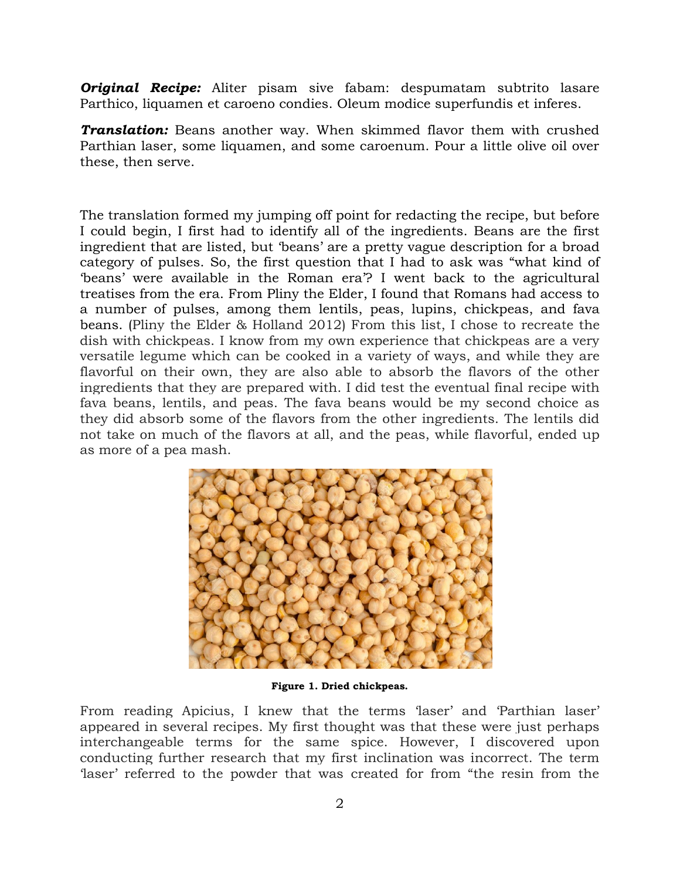***Original Recipe:*** Aliter pisam sive fabam: despumatam subtrito lasare Parthico, liquamen et caroeno condies. Oleum modice superfundis et inferes.

***Translation:*** Beans another way. When skimmed flavor them with crushed Parthian laser, some liquamen, and some caroenum. Pour a little olive oil over these, then serve.

The translation formed my jumping off point for redacting the recipe, but before I could begin, I first had to identify all of the ingredients. Beans are the first ingredient that are listed, but 'beans' are a pretty vague description for a broad category of pulses. So, the first question that I had to ask was "what kind of 'beans' were available in the Roman era'? I went back to the agricultural treatises from the era. From Pliny the Elder, I found that Romans had access to a number of pulses, among them lentils, peas, lupins, chickpeas, and fava beans. (Pliny the Elder & Holland 2012) From this list, I chose to recreate the dish with chickpeas. I know from my own experience that chickpeas are a very versatile legume which can be cooked in a variety of ways, and while they are flavorful on their own, they are also able to absorb the flavors of the other ingredients that they are prepared with. I did test the eventual final recipe with fava beans, lentils, and peas. The fava beans would be my second choice as they did absorb some of the flavors from the other ingredients. The lentils did not take on much of the flavors at all, and the peas, while flavorful, ended up as more of a pea mash.

**Figure 1. Dried chickpeas.**

From reading Apicius, I knew that the terms 'laser' and 'Parthian laser' appeared in several recipes. My first thought was that these were just perhaps interchangeable terms for the same spice. However, I discovered upon conducting further research that my first inclination was incorrect. The term 'laser' referred to the powder that was created for from "the resin from the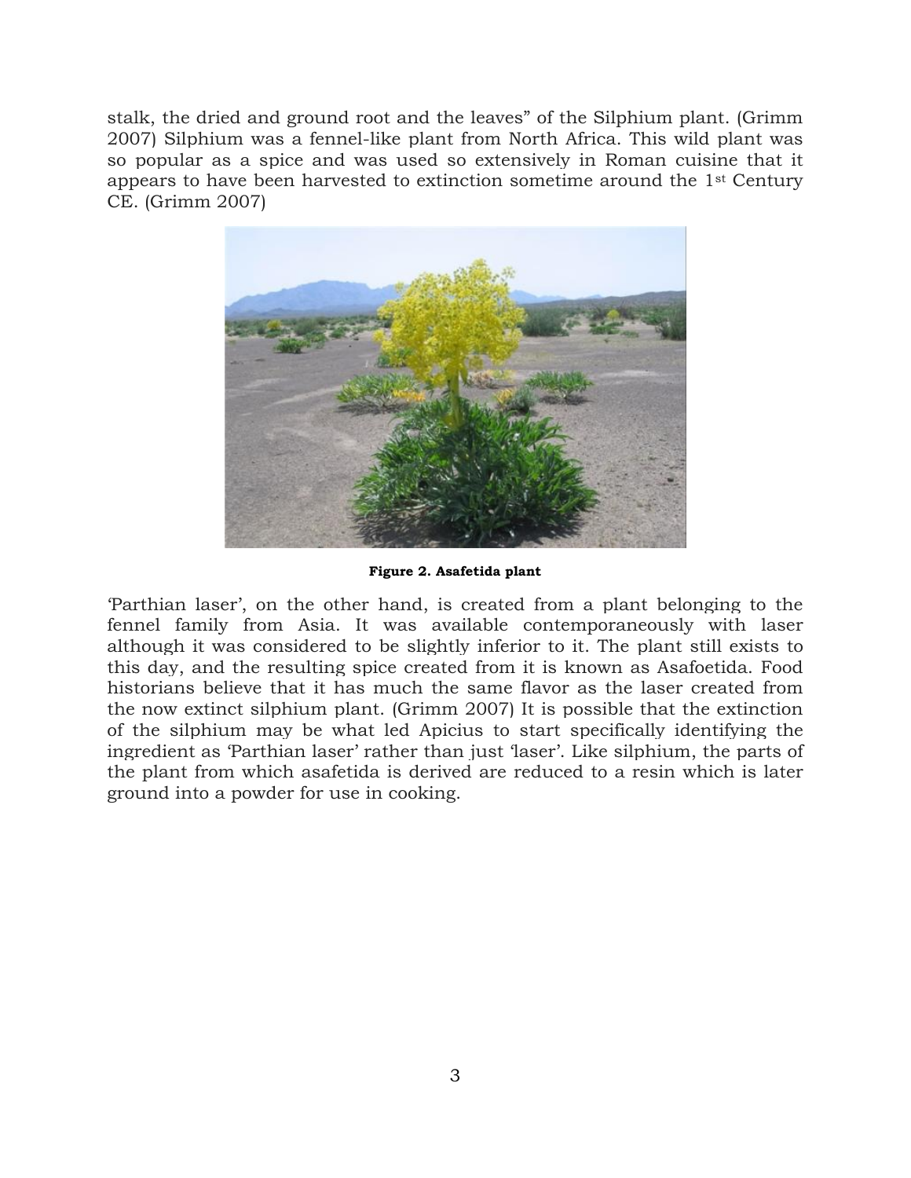stalk, the dried and ground root and the leaves" of the Silphium plant. (Grimm 2007) Silphium was a fennel-like plant from North Africa. This wild plant was so popular as a spice and was used so extensively in Roman cuisine that it appears to have been harvested to extinction sometime around the 1st Century CE. (Grimm 2007)

**Figure 2. Asafetida plant**

'Parthian laser', on the other hand, is created from a plant belonging to the fennel family from Asia. It was available contemporaneously with laser although it was considered to be slightly inferior to it. The plant still exists to this day, and the resulting spice created from it is known as Asafoetida. Food historians believe that it has much the same flavor as the laser created from the now extinct silphium plant. (Grimm 2007) It is possible that the extinction of the silphium may be what led Apicius to start specifically identifying the ingredient as 'Parthian laser' rather than just 'laser'. Like silphium, the parts of the plant from which asafetida is derived are reduced to a resin which is later ground into a powder for use in cooking.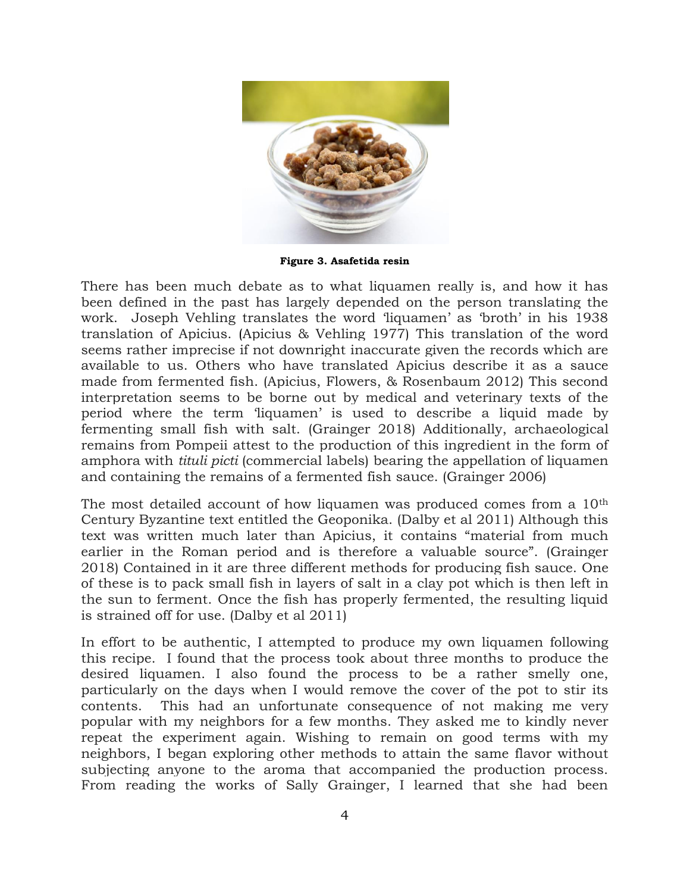Figure 3. Asafetida resin

There has been much debate as to what liquamen really is, and how it has been defined in the past has largely depended on the person translating the work. Joseph Vehling translates the word 'liquamen' as 'broth' in his 1938 translation of Apicius. (Apicius & Vehling 1977) This translation of the word seems rather imprecise if not downright inaccurate given the records which are available to us. Others who have translated Apicius describe it as a sauce made from fermented fish. (Apicius, Flowers, & Rosenbaum 2012) This second interpretation seems to be borne out by medical and veterinary texts of the period where the term 'liquamen' is used to describe a liquid made by fermenting small fish with salt. (Grainger 2018) Additionally, archaeological remains from Pompeii attest to the production of this ingredient in the form of amphora with *tituli picti* (commercial labels) bearing the appellation of liquamen and containing the remains of a fermented fish sauce. (Grainger 2006)

The most detailed account of how liquamen was produced comes from a 10th Century Byzantine text entitled the Geoponika. (Dalby et al 2011) Although this text was written much later than Apicius, it contains "material from much earlier in the Roman period and is therefore a valuable source". (Grainger 2018) Contained in it are three different methods for producing fish sauce. One of these is to pack small fish in layers of salt in a clay pot which is then left in the sun to ferment. Once the fish has properly fermented, the resulting liquid is strained off for use. (Dalby et al 2011)

In effort to be authentic, I attempted to produce my own liquamen following this recipe. I found that the process took about three months to produce the desired liquamen. I also found the process to be a rather smelly one, particularly on the days when I would remove the cover of the pot to stir its contents. This had an unfortunate consequence of not making me very popular with my neighbors for a few months. They asked me to kindly never repeat the experiment again. Wishing to remain on good terms with my neighbors, I began exploring other methods to attain the same flavor without subjecting anyone to the aroma that accompanied the production process. From reading the works of Sally Grainger, I learned that she had been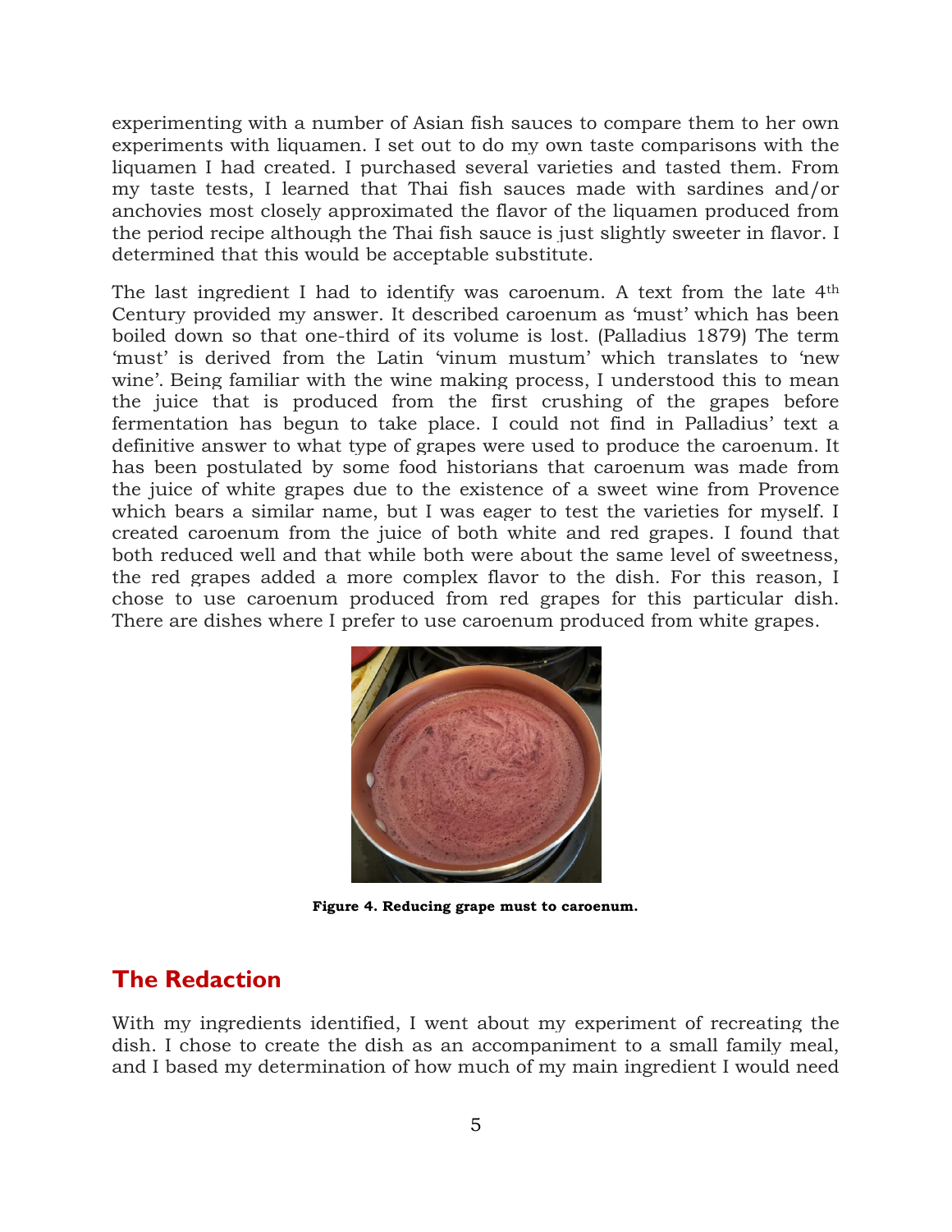experimenting with a number of Asian fish sauces to compare them to her own experiments with liquamen. I set out to do my own taste comparisons with the liquamen I had created. I purchased several varieties and tasted them. From my taste tests, I learned that Thai fish sauces made with sardines and/or anchovies most closely approximated the flavor of the liquamen produced from the period recipe although the Thai fish sauce is just slightly sweeter in flavor. I determined that this would be acceptable substitute.

The last ingredient I had to identify was caroenum. A text from the late 4th Century provided my answer. It described caroenum as 'must' which has been boiled down so that one-third of its volume is lost. (Palladius 1879) The term 'must' is derived from the Latin 'vinum mustum' which translates to 'new wine'. Being familiar with the wine making process, I understood this to mean the juice that is produced from the first crushing of the grapes before fermentation has begun to take place. I could not find in Palladius' text a definitive answer to what type of grapes were used to produce the caroenum. It has been postulated by some food historians that caroenum was made from the juice of white grapes due to the existence of a sweet wine from Provence which bears a similar name, but I was eager to test the varieties for myself. I created caroenum from the juice of both white and red grapes. I found that both reduced well and that while both were about the same level of sweetness, the red grapes added a more complex flavor to the dish. For this reason, I chose to use caroenum produced from red grapes for this particular dish. There are dishes where I prefer to use caroenum produced from white grapes.

**Figure 4. Reducing grape must to caroenum.**

## The Redaction

With my ingredients identified, I went about my experiment of recreating the dish. I chose to create the dish as an accompaniment to a small family meal, and I based my determination of how much of my main ingredient I would need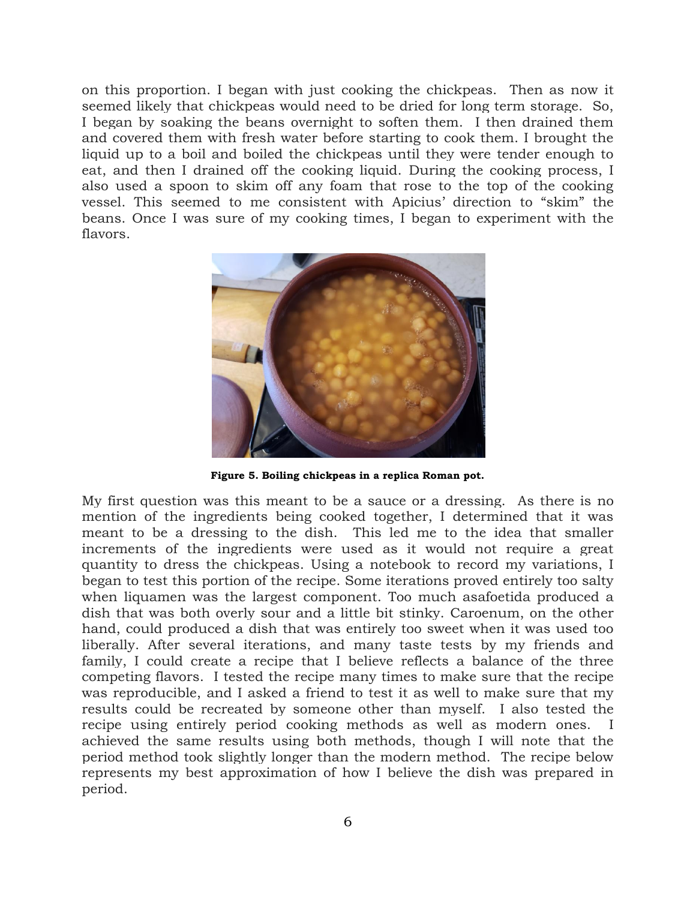on this proportion. I began with just cooking the chickpeas. Then as now it seemed likely that chickpeas would need to be dried for long term storage. So, I began by soaking the beans overnight to soften them. I then drained them and covered them with fresh water before starting to cook them. I brought the liquid up to a boil and boiled the chickpeas until they were tender enough to eat, and then I drained off the cooking liquid. During the cooking process, I also used a spoon to skim off any foam that rose to the top of the cooking vessel. This seemed to me consistent with Apicius' direction to "skim" the beans. Once I was sure of my cooking times, I began to experiment with the flavors.

**Figure 5. Boiling chickpeas in a replica Roman pot.**

My first question was this meant to be a sauce or a dressing. As there is no mention of the ingredients being cooked together, I determined that it was meant to be a dressing to the dish. This led me to the idea that smaller increments of the ingredients were used as it would not require a great quantity to dress the chickpeas. Using a notebook to record my variations, I began to test this portion of the recipe. Some iterations proved entirely too salty when liquamen was the largest component. Too much asafoetida produced a dish that was both overly sour and a little bit stinky. Caroenum, on the other hand, could produced a dish that was entirely too sweet when it was used too liberally. After several iterations, and many taste tests by my friends and family, I could create a recipe that I believe reflects a balance of the three competing flavors. I tested the recipe many times to make sure that the recipe was reproducible, and I asked a friend to test it as well to make sure that my results could be recreated by someone other than myself. I also tested the recipe using entirely period cooking methods as well as modern ones. I achieved the same results using both methods, though I will note that the period method took slightly longer than the modern method. The recipe below represents my best approximation of how I believe the dish was prepared in period.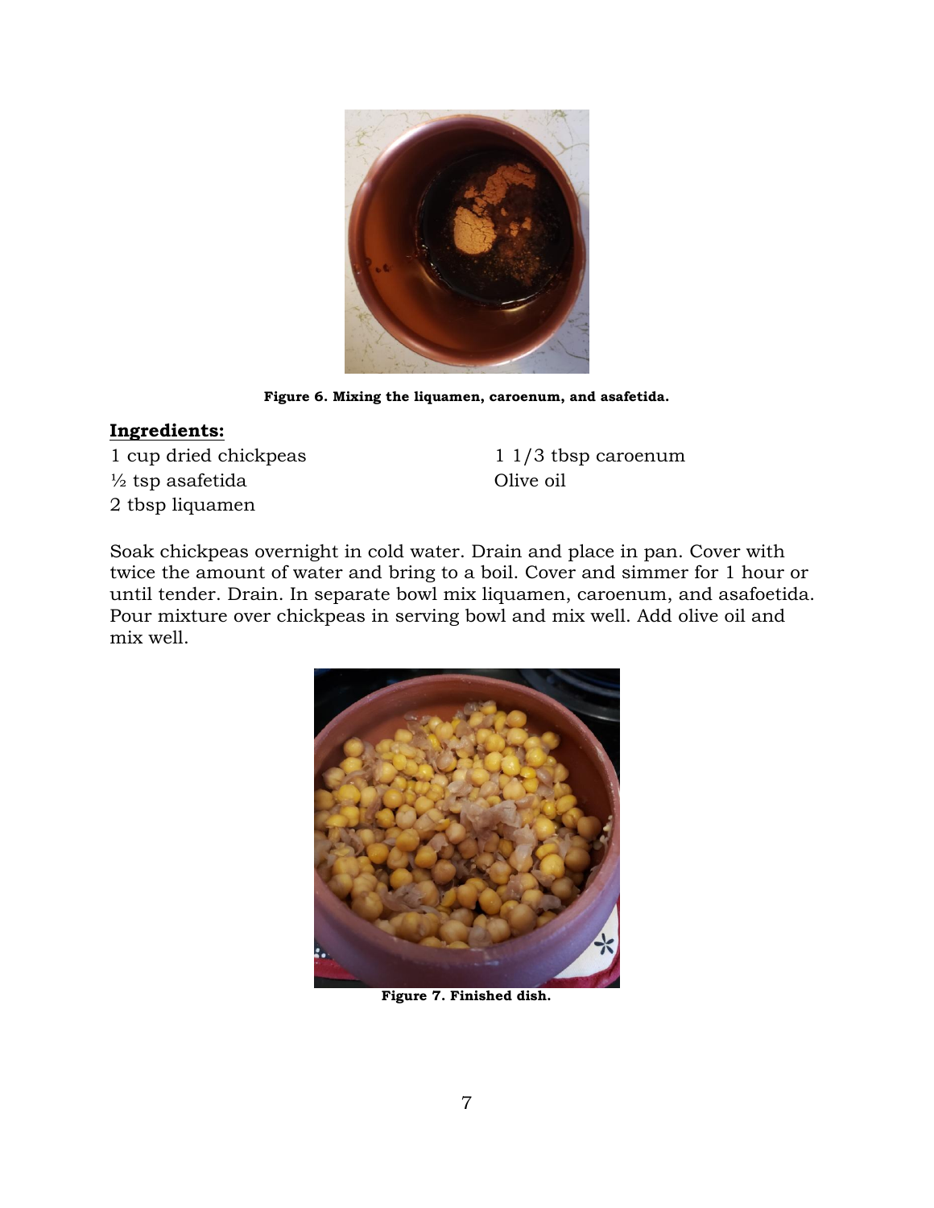Figure 6. Mixing the liquamen, caroenum, and asafetida.

**Ingredients:**

1 cup dried chickpeas
½ tsp asafetida
2 tbsp liquamen
1 1/3 tbsp caroenum
Olive oil

Soak chickpeas overnight in cold water. Drain and place in pan. Cover with twice the amount of water and bring to a boil. Cover and simmer for 1 hour or until tender. Drain. In separate bowl mix liquamen, caroenum, and asafoetida. Pour mixture over chickpeas in serving bowl and mix well. Add olive oil and mix well.

Figure 7. Finished dish.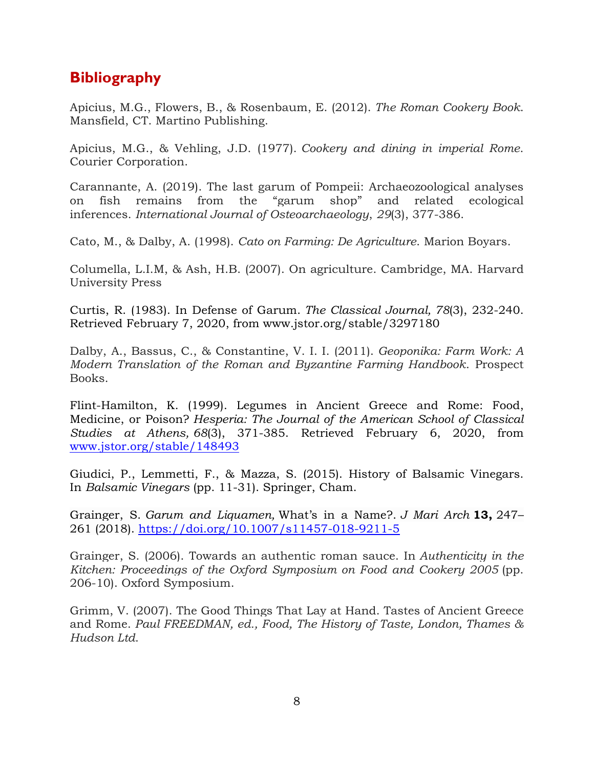## Bibliography

Apicius, M.G., Flowers, B., & Rosenbaum, E. (2012). *The Roman Cookery Book*. Mansfield, CT. Martino Publishing.

Apicius, M.G., & Vehling, J.D. (1977). *Cookery and dining in imperial Rome*. Courier Corporation.

Carannante, A. (2019). The last garum of Pompeii: Archaeozoological analyses on fish remains from the "garum shop" and related ecological inferences. *International Journal of Osteoarchaeology*, *29*(3), 377-386.

Cato, M., & Dalby, A. (1998). *Cato on Farming: De Agriculture*. Marion Boyars.

Columella, L.I.M, & Ash, H.B. (2007). On agriculture. Cambridge, MA. Harvard University Press

Curtis, R. (1983). In Defense of Garum. *The Classical Journal, 78*(3), 232-240. Retrieved February 7, 2020, from www.jstor.org/stable/3297180

Dalby, A., Bassus, C., & Constantine, V. I. I. (2011). *Geoponika: Farm Work: A Modern Translation of the Roman and Byzantine Farming Handbook*. Prospect Books.

Flint-Hamilton, K. (1999). Legumes in Ancient Greece and Rome: Food, Medicine, or Poison? *Hesperia: The Journal of the American School of Classical Studies at Athens, 68*(3), 371-385. Retrieved February 6, 2020, from www.jstor.org/stable/148493

Giudici, P., Lemmetti, F., & Mazza, S. (2015). History of Balsamic Vinegars. In *Balsamic Vinegars* (pp. 11-31). Springer, Cham.

Grainger, S. *Garum and Liquamen,* What's in a Name?. *J Mari Arch* **13,** 247–261 (2018). https://doi.org/10.1007/s11457-018-9211-5

Grainger, S. (2006). Towards an authentic roman sauce. In *Authenticity in the Kitchen: Proceedings of the Oxford Symposium on Food and Cookery 2005* (pp. 206-10). Oxford Symposium.

Grimm, V. (2007). The Good Things That Lay at Hand. Tastes of Ancient Greece and Rome. *Paul FREEDMAN, ed., Food, The History of Taste, London, Thames & Hudson Ltd.*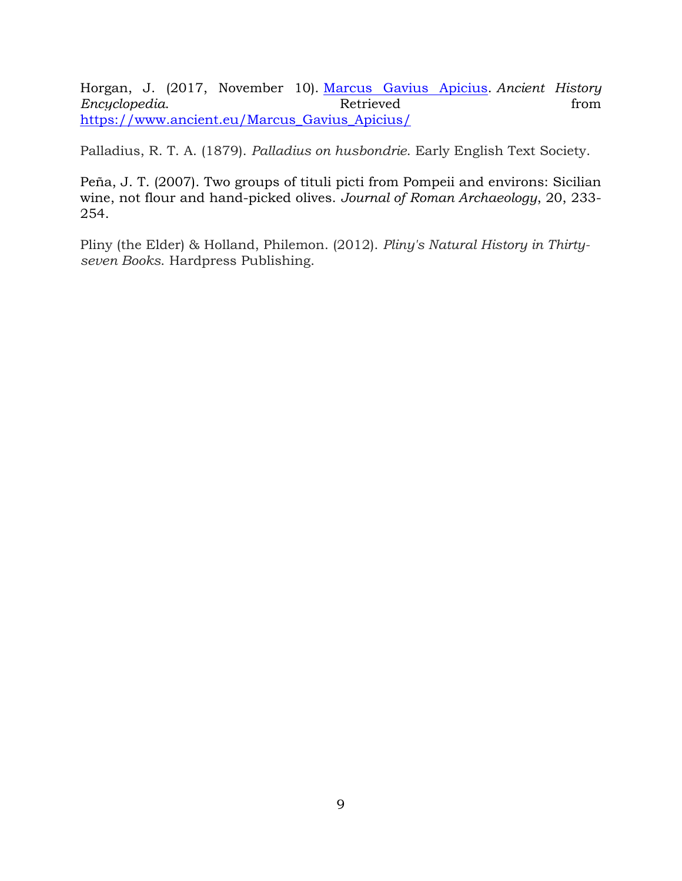Horgan, J. (2017, November 10). [Marcus Gavius Apicius](https://www.ancient.eu/Marcus_Gavius_Apicius/). *Ancient History Encyclopedia*. Retrieved from https://www.ancient.eu/Marcus_Gavius_Apicius/

Palladius, R. T. A. (1879). *Palladius on husbondrie*. Early English Text Society.

Peña, J. T. (2007). Two groups of tituli picti from Pompeii and environs: Sicilian wine, not flour and hand-picked olives. *Journal of Roman Archaeology*, 20, 233-254.

Pliny (the Elder) & Holland, Philemon. (2012). *Pliny's Natural History in Thirty-seven Books*. Hardpress Publishing.